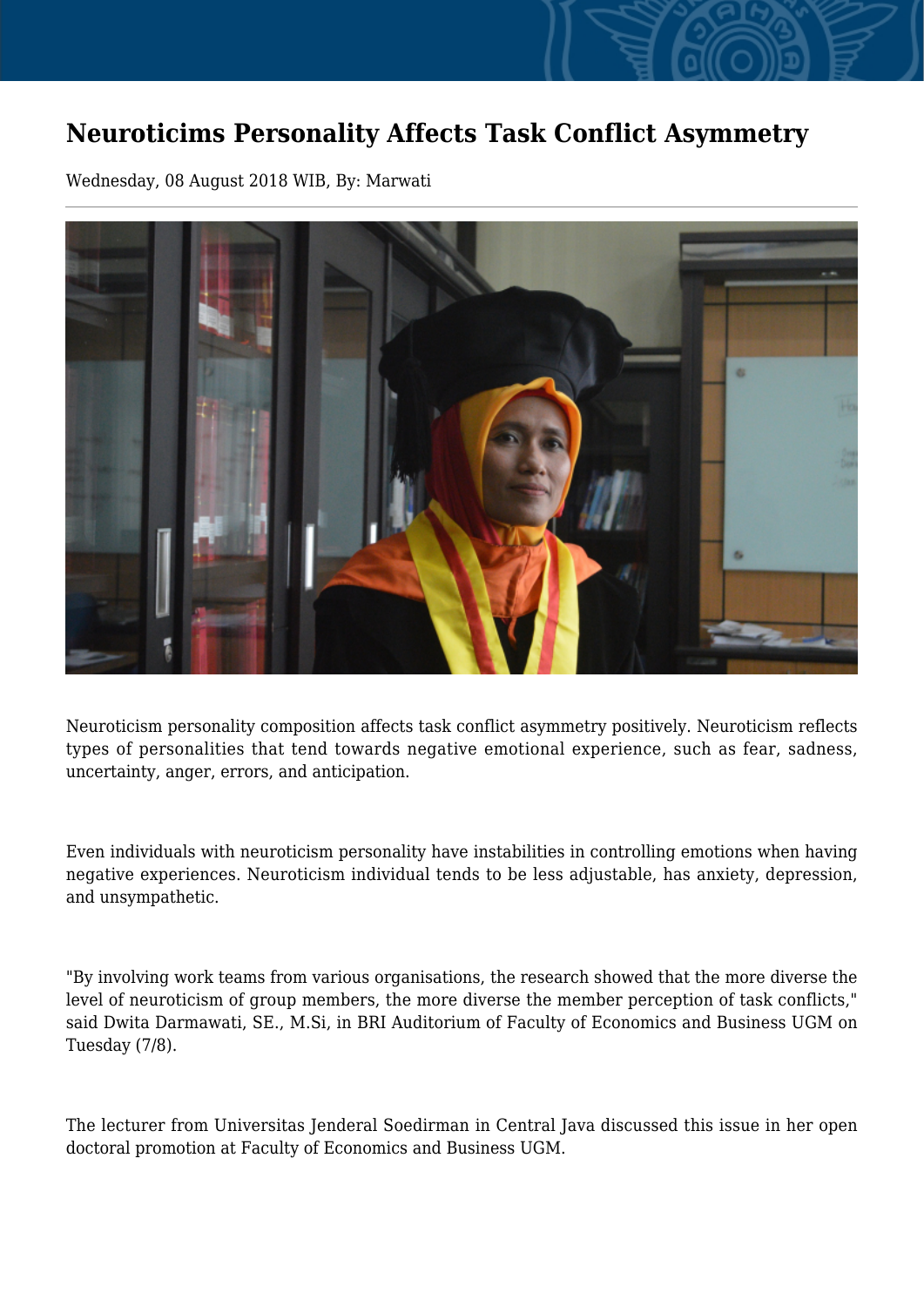# Neuroticims Personality Affects Task Conflict Asymmetry

Wednesday, 08 August 2018 WIB, By: Marwati

---

Neuroticism personality composition affects task conflict asymmetry positively. Neuroticism reflects types of personalities that tend towards negative emotional experience, such as fear, sadness, uncertainty, anger, errors, and anticipation.

Even individuals with neuroticism personality have instabilities in controlling emotions when having negative experiences. Neuroticism individual tends to be less adjustable, has anxiety, depression, and unsympathetic.

"By involving work teams from various organisations, the research showed that the more diverse the level of neuroticism of group members, the more diverse the member perception of task conflicts," said Dwita Darmawati, SE., M.Si, in BRI Auditorium of Faculty of Economics and Business UGM on Tuesday (7/8).

The lecturer from Universitas Jenderal Soedirman in Central Java discussed this issue in her open doctoral promotion at Faculty of Economics and Business UGM.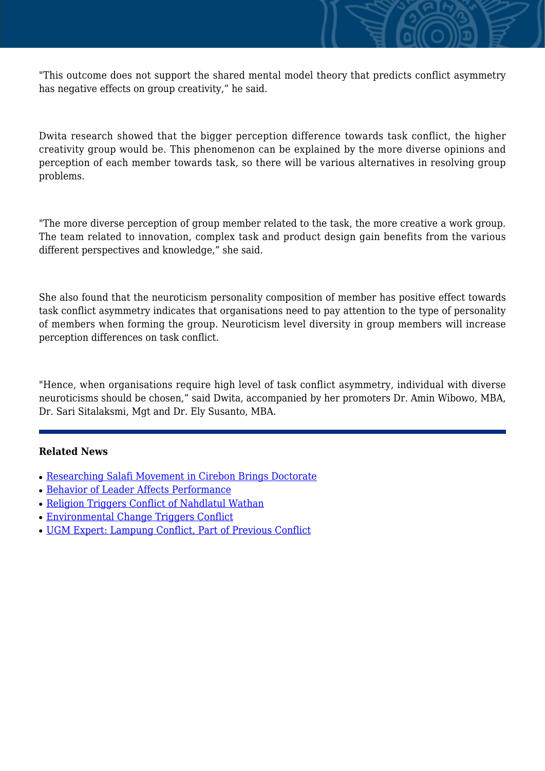"This outcome does not support the shared mental model theory that predicts conflict asymmetry has negative effects on group creativity," he said.

Dwita research showed that the bigger perception difference towards task conflict, the higher creativity group would be. This phenomenon can be explained by the more diverse opinions and perception of each member towards task, so there will be various alternatives in resolving group problems.

"The more diverse perception of group member related to the task, the more creative a work group. The team related to innovation, complex task and product design gain benefits from the various different perspectives and knowledge," she said.

She also found that the neuroticism personality composition of member has positive effect towards task conflict asymmetry indicates that organisations need to pay attention to the type of personality of members when forming the group. Neuroticism level diversity in group members will increase perception differences on task conflict.

"Hence, when organisations require high level of task conflict asymmetry, individual with diverse neuroticisms should be chosen," said Dwita, accompanied by her promoters Dr. Amin Wibowo, MBA, Dr. Sari Sitalaksmi, Mgt and Dr. Ely Susanto, MBA.

---

**Related News**

- Researching Salafi Movement in Cirebon Brings Doctorate
- Behavior of Leader Affects Performance
- Religion Triggers Conflict of Nahdlatul Wathan
- Environmental Change Triggers Conflict
- UGM Expert: Lampung Conflict, Part of Previous Conflict